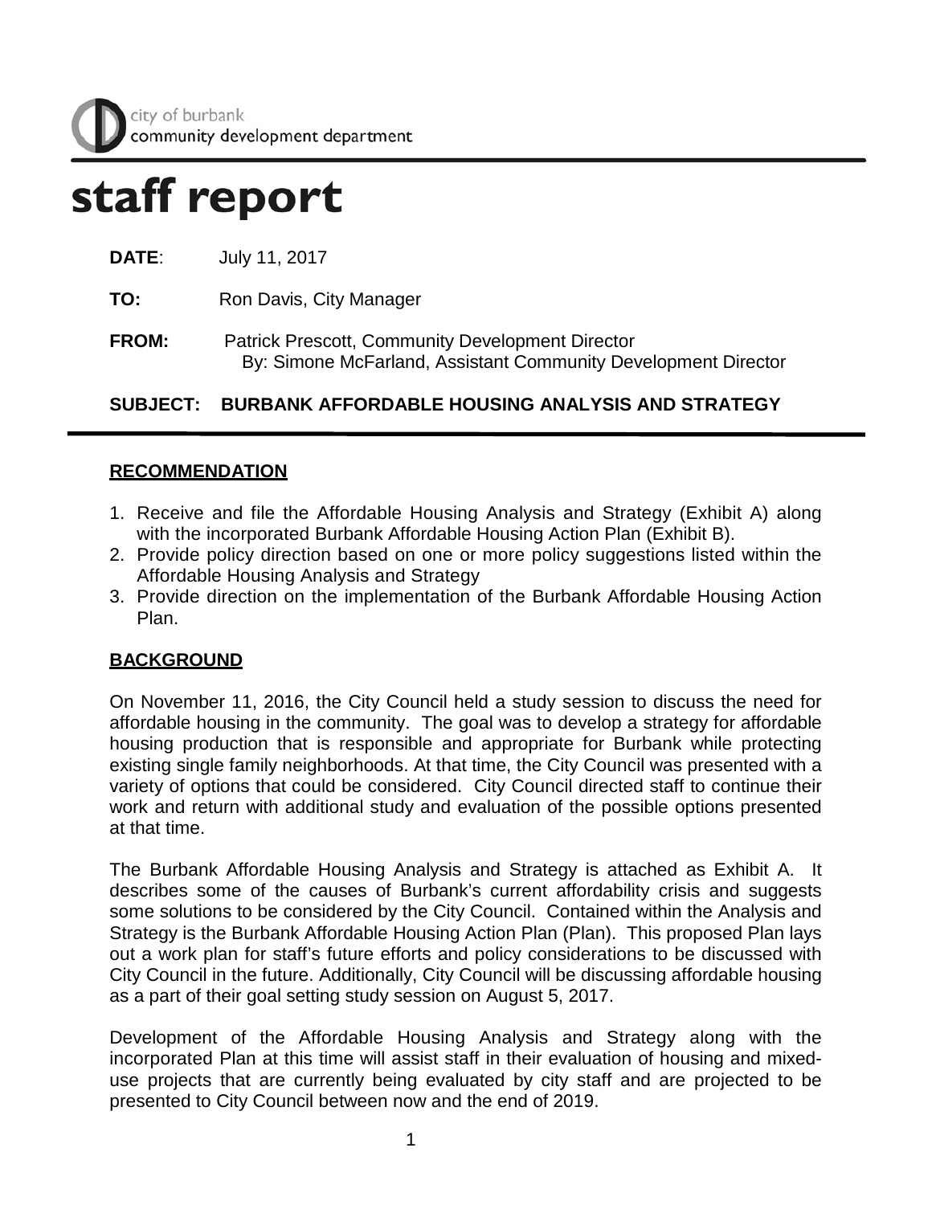city of burbank
community development department

# staff report

**DATE**: July 11, 2017

**TO:** Ron Davis, City Manager

**FROM:** Patrick Prescott, Community Development Director
By: Simone McFarland, Assistant Community Development Director

**SUBJECT: BURBANK AFFORDABLE HOUSING ANALYSIS AND STRATEGY**

## RECOMMENDATION

1. Receive and file the Affordable Housing Analysis and Strategy (Exhibit A) along with the incorporated Burbank Affordable Housing Action Plan (Exhibit B).
2. Provide policy direction based on one or more policy suggestions listed within the Affordable Housing Analysis and Strategy
3. Provide direction on the implementation of the Burbank Affordable Housing Action Plan.

## BACKGROUND

On November 11, 2016, the City Council held a study session to discuss the need for affordable housing in the community. The goal was to develop a strategy for affordable housing production that is responsible and appropriate for Burbank while protecting existing single family neighborhoods. At that time, the City Council was presented with a variety of options that could be considered. City Council directed staff to continue their work and return with additional study and evaluation of the possible options presented at that time.

The Burbank Affordable Housing Analysis and Strategy is attached as Exhibit A. It describes some of the causes of Burbank's current affordability crisis and suggests some solutions to be considered by the City Council. Contained within the Analysis and Strategy is the Burbank Affordable Housing Action Plan (Plan). This proposed Plan lays out a work plan for staff's future efforts and policy considerations to be discussed with City Council in the future. Additionally, City Council will be discussing affordable housing as a part of their goal setting study session on August 5, 2017.

Development of the Affordable Housing Analysis and Strategy along with the incorporated Plan at this time will assist staff in their evaluation of housing and mixed-use projects that are currently being evaluated by city staff and are projected to be presented to City Council between now and the end of 2019.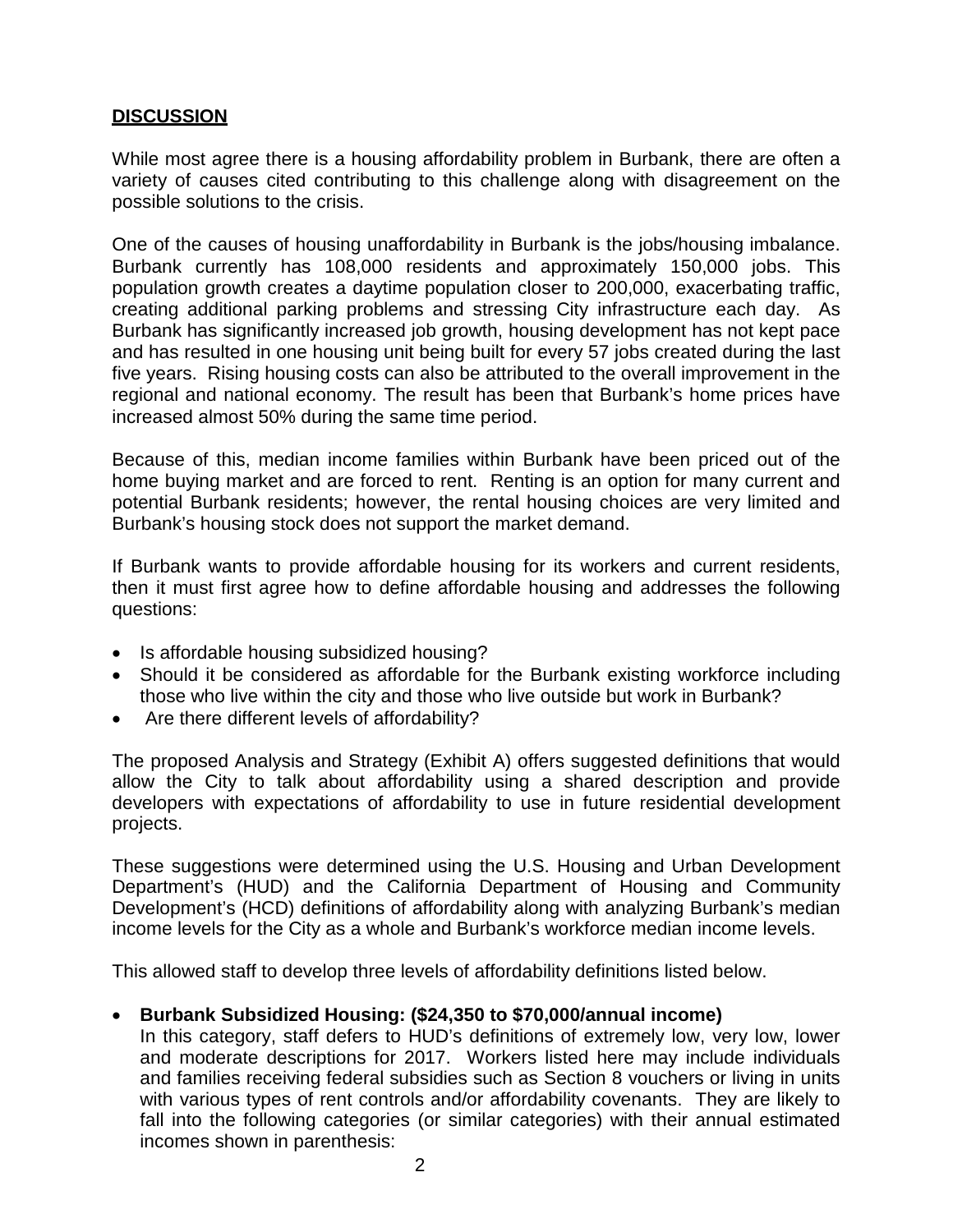## DISCUSSION

While most agree there is a housing affordability problem in Burbank, there are often a variety of causes cited contributing to this challenge along with disagreement on the possible solutions to the crisis.

One of the causes of housing unaffordability in Burbank is the jobs/housing imbalance. Burbank currently has 108,000 residents and approximately 150,000 jobs. This population growth creates a daytime population closer to 200,000, exacerbating traffic, creating additional parking problems and stressing City infrastructure each day. As Burbank has significantly increased job growth, housing development has not kept pace and has resulted in one housing unit being built for every 57 jobs created during the last five years. Rising housing costs can also be attributed to the overall improvement in the regional and national economy. The result has been that Burbank's home prices have increased almost 50% during the same time period.

Because of this, median income families within Burbank have been priced out of the home buying market and are forced to rent. Renting is an option for many current and potential Burbank residents; however, the rental housing choices are very limited and Burbank's housing stock does not support the market demand.

If Burbank wants to provide affordable housing for its workers and current residents, then it must first agree how to define affordable housing and addresses the following questions:

- Is affordable housing subsidized housing?
- Should it be considered as affordable for the Burbank existing workforce including those who live within the city and those who live outside but work in Burbank?
- Are there different levels of affordability?

The proposed Analysis and Strategy (Exhibit A) offers suggested definitions that would allow the City to talk about affordability using a shared description and provide developers with expectations of affordability to use in future residential development projects.

These suggestions were determined using the U.S. Housing and Urban Development Department's (HUD) and the California Department of Housing and Community Development's (HCD) definitions of affordability along with analyzing Burbank's median income levels for the City as a whole and Burbank's workforce median income levels.

This allowed staff to develop three levels of affordability definitions listed below.

- **Burbank Subsidized Housing: ($24,350 to $70,000/annual income)**
  In this category, staff defers to HUD's definitions of extremely low, very low, lower and moderate descriptions for 2017. Workers listed here may include individuals and families receiving federal subsidies such as Section 8 vouchers or living in units with various types of rent controls and/or affordability covenants. They are likely to fall into the following categories (or similar categories) with their annual estimated incomes shown in parenthesis: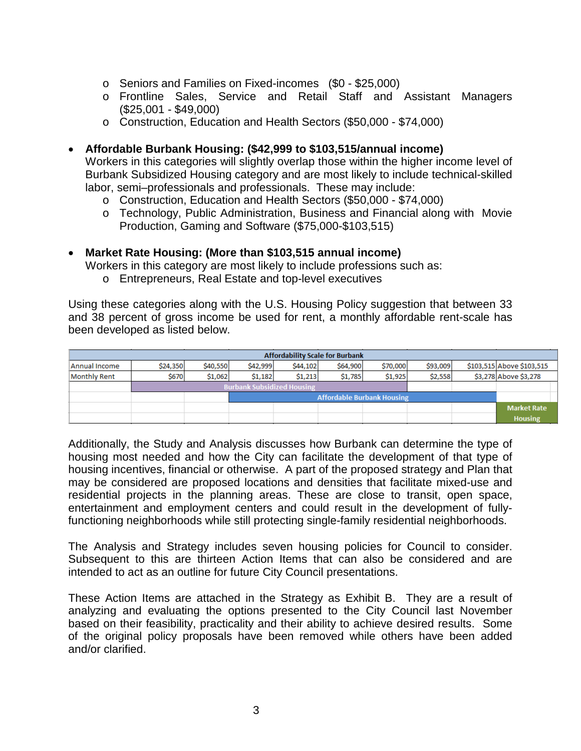- Seniors and Families on Fixed-incomes ($0 - $25,000)
- Frontline Sales, Service and Retail Staff and Assistant Managers ($25,001 - $49,000)
- Construction, Education and Health Sectors ($50,000 - $74,000)

- **Affordable Burbank Housing: ($42,999 to $103,515/annual income)**
  Workers in this categories will slightly overlap those within the higher income level of Burbank Subsidized Housing category and are most likely to include technical-skilled labor, semi–professionals and professionals. These may include:
  - Construction, Education and Health Sectors ($50,000 - $74,000)
  - Technology, Public Administration, Business and Financial along with Movie Production, Gaming and Software ($75,000-$103,515)

- **Market Rate Housing: (More than $103,515 annual income)**
  Workers in this category are most likely to include professions such as:
  - Entrepreneurs, Real Estate and top-level executives

Using these categories along with the U.S. Housing Policy suggestion that between 33 and 38 percent of gross income be used for rent, a monthly affordable rent-scale has been developed as listed below.

| Affordability Scale for Burbank | | | | | | | | | |
|---|---|---|---|---|---|---|---|---|---|
| Annual Income | $24,350 | $40,550 | $42,999 | $44,102 | $64,900 | $70,000 | $93,009 | $103,515 | Above $103,515 |
| Monthly Rent | $670 | $1,062 | $1,182 | $1,213 | $1,785 | $1,925 | $2,558 | $3,278 | Above $3,278 |
| | Burbank Subsidized Housing | | | | | | | | |
| | | | Affordable Burbank Housing | | | | | | |
| | | | | | | | | | Market Rate Housing |

Additionally, the Study and Analysis discusses how Burbank can determine the type of housing most needed and how the City can facilitate the development of that type of housing incentives, financial or otherwise. A part of the proposed strategy and Plan that may be considered are proposed locations and densities that facilitate mixed-use and residential projects in the planning areas. These are close to transit, open space, entertainment and employment centers and could result in the development of fully-functioning neighborhoods while still protecting single-family residential neighborhoods.

The Analysis and Strategy includes seven housing policies for Council to consider. Subsequent to this are thirteen Action Items that can also be considered and are intended to act as an outline for future City Council presentations.

These Action Items are attached in the Strategy as Exhibit B. They are a result of analyzing and evaluating the options presented to the City Council last November based on their feasibility, practicality and their ability to achieve desired results. Some of the original policy proposals have been removed while others have been added and/or clarified.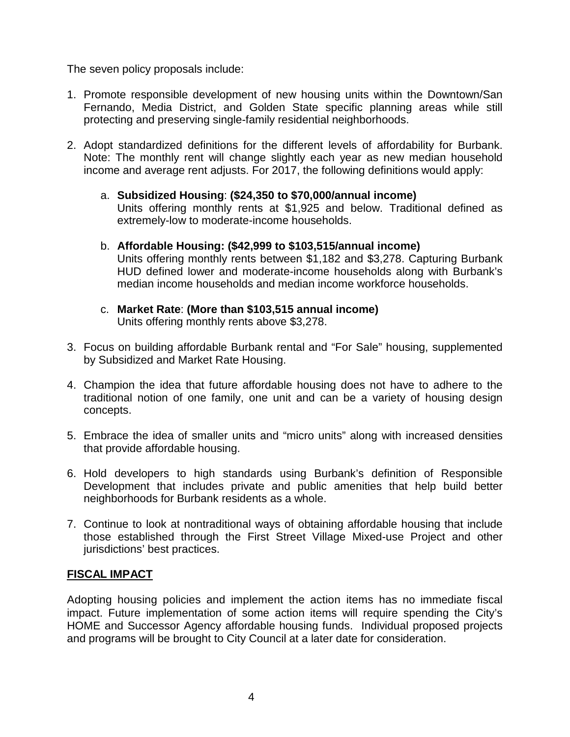The seven policy proposals include:

1. Promote responsible development of new housing units within the Downtown/San Fernando, Media District, and Golden State specific planning areas while still protecting and preserving single-family residential neighborhoods.

2. Adopt standardized definitions for the different levels of affordability for Burbank. Note: The monthly rent will change slightly each year as new median household income and average rent adjusts. For 2017, the following definitions would apply:

   a. **Subsidized Housing**: **($24,350 to $70,000/annual income)**
   Units offering monthly rents at $1,925 and below. Traditional defined as extremely-low to moderate-income households.

   b. **Affordable Housing: ($42,999 to $103,515/annual income)**
   Units offering monthly rents between $1,182 and $3,278. Capturing Burbank HUD defined lower and moderate-income households along with Burbank's median income households and median income workforce households.

   c. **Market Rate**: **(More than $103,515 annual income)**
   Units offering monthly rents above $3,278.

3. Focus on building affordable Burbank rental and "For Sale" housing, supplemented by Subsidized and Market Rate Housing.

4. Champion the idea that future affordable housing does not have to adhere to the traditional notion of one family, one unit and can be a variety of housing design concepts.

5. Embrace the idea of smaller units and "micro units" along with increased densities that provide affordable housing.

6. Hold developers to high standards using Burbank's definition of Responsible Development that includes private and public amenities that help build better neighborhoods for Burbank residents as a whole.

7. Continue to look at nontraditional ways of obtaining affordable housing that include those established through the First Street Village Mixed-use Project and other jurisdictions' best practices.

## FISCAL IMPACT

Adopting housing policies and implement the action items has no immediate fiscal impact. Future implementation of some action items will require spending the City's HOME and Successor Agency affordable housing funds. Individual proposed projects and programs will be brought to City Council at a later date for consideration.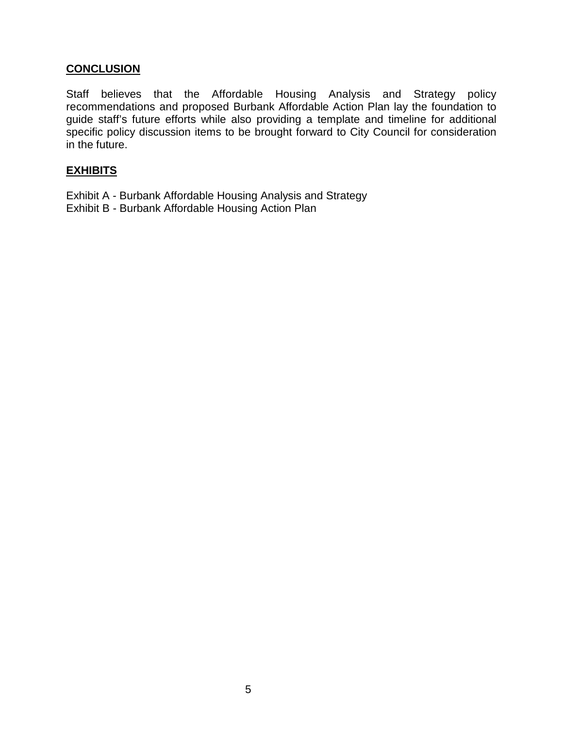## **CONCLUSION**

Staff believes that the Affordable Housing Analysis and Strategy policy recommendations and proposed Burbank Affordable Action Plan lay the foundation to guide staff's future efforts while also providing a template and timeline for additional specific policy discussion items to be brought forward to City Council for consideration in the future.

## **EXHIBITS**

Exhibit A - Burbank Affordable Housing Analysis and Strategy
Exhibit B - Burbank Affordable Housing Action Plan